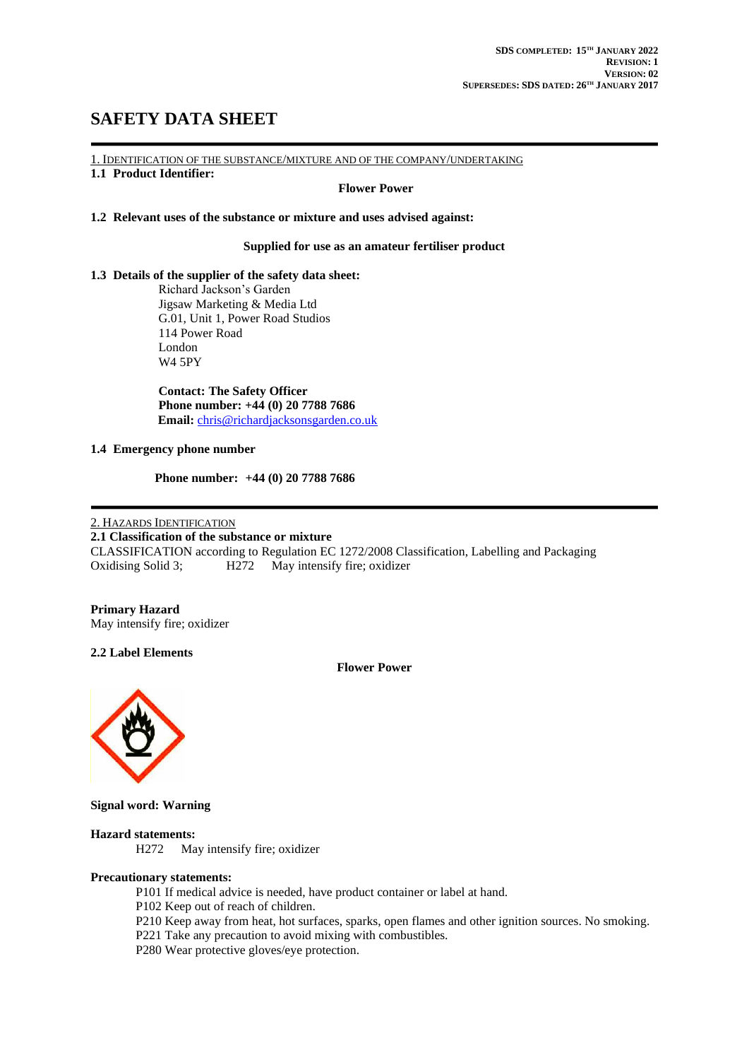SDS COMPLETED: 15TH JANUARY 2022
REVISION: 1
VERSION: 02
SUPERSEDES: SDS DATED: 26TH JANUARY 2017

# SAFETY DATA SHEET

## 1. IDENTIFICATION OF THE SUBSTANCE/MIXTURE AND OF THE COMPANY/UNDERTAKING

**1.1 Product Identifier:**

**Flower Power**

**1.2 Relevant uses of the substance or mixture and uses advised against:**

**Supplied for use as an amateur fertiliser product**

**1.3 Details of the supplier of the safety data sheet:**

Richard Jackson's Garden
Jigsaw Marketing & Media Ltd
G.01, Unit 1, Power Road Studios
114 Power Road
London
W4 5PY

**Contact: The Safety Officer**
**Phone number: +44 (0) 20 7788 7686**
**Email:** chris@richardjacksonsgarden.co.uk

**1.4 Emergency phone number**

**Phone number: +44 (0) 20 7788 7686**

## 2. HAZARDS IDENTIFICATION

**2.1 Classification of the substance or mixture**

CLASSIFICATION according to Regulation EC 1272/2008 Classification, Labelling and Packaging
Oxidising Solid 3; H272 May intensify fire; oxidizer

**Primary Hazard**
May intensify fire; oxidizer

**2.2 Label Elements**

**Flower Power**

**Signal word: Warning**

**Hazard statements:**

H272 May intensify fire; oxidizer

**Precautionary statements:**

P101 If medical advice is needed, have product container or label at hand.
P102 Keep out of reach of children.
P210 Keep away from heat, hot surfaces, sparks, open flames and other ignition sources. No smoking.
P221 Take any precaution to avoid mixing with combustibles.
P280 Wear protective gloves/eye protection.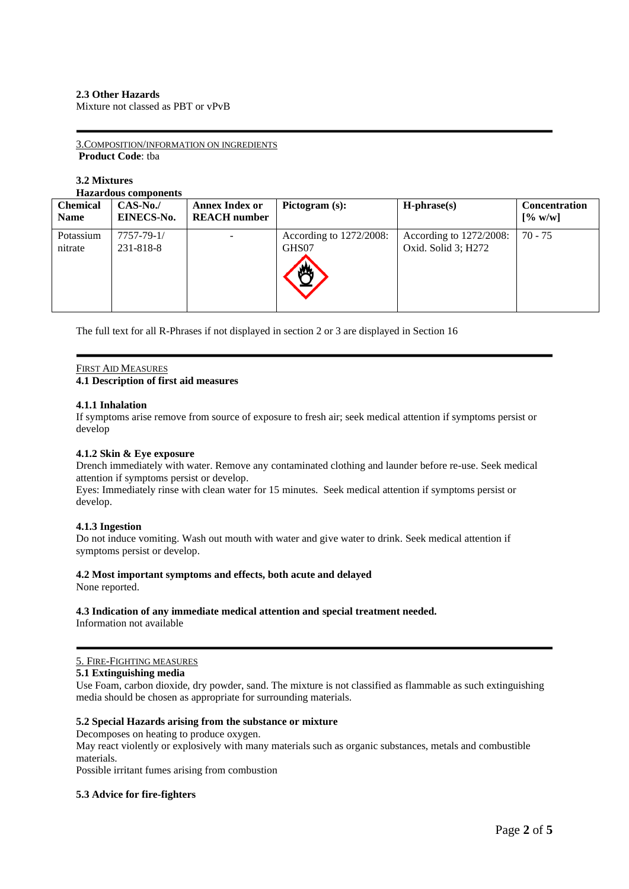**2.3 Other Hazards**
Mixture not classed as PBT or vPvB

3.COMPOSITION/INFORMATION ON INGREDIENTS
**Product Code**: tba

**3.2 Mixtures**
**Hazardous components**

| Chemical Name | CAS-No./ EINECS-No. | Annex Index or REACH number | Pictogram (s): | H-phrase(s) | Concentration [% w/w] |
|---|---|---|---|---|---|
| Potassium nitrate | 7757-79-1/ 231-818-8 | - | According to 1272/2008: GHS07 | According to 1272/2008: Oxid. Solid 3; H272 | 70 - 75 |

The full text for all R-Phrases if not displayed in section 2 or 3 are displayed in Section 16

FIRST AID MEASURES
**4.1 Description of first aid measures**

**4.1.1 Inhalation**
If symptoms arise remove from source of exposure to fresh air; seek medical attention if symptoms persist or develop

**4.1.2 Skin & Eye exposure**
Drench immediately with water. Remove any contaminated clothing and launder before re-use. Seek medical attention if symptoms persist or develop.
Eyes: Immediately rinse with clean water for 15 minutes. Seek medical attention if symptoms persist or develop.

**4.1.3 Ingestion**
Do not induce vomiting. Wash out mouth with water and give water to drink. Seek medical attention if symptoms persist or develop.

**4.2 Most important symptoms and effects, both acute and delayed**
None reported.

**4.3 Indication of any immediate medical attention and special treatment needed.**
Information not available

5. FIRE-FIGHTING MEASURES
**5.1 Extinguishing media**
Use Foam, carbon dioxide, dry powder, sand. The mixture is not classified as flammable as such extinguishing media should be chosen as appropriate for surrounding materials.

**5.2 Special Hazards arising from the substance or mixture**
Decomposes on heating to produce oxygen.
May react violently or explosively with many materials such as organic substances, metals and combustible materials.
Possible irritant fumes arising from combustion

**5.3 Advice for fire-fighters**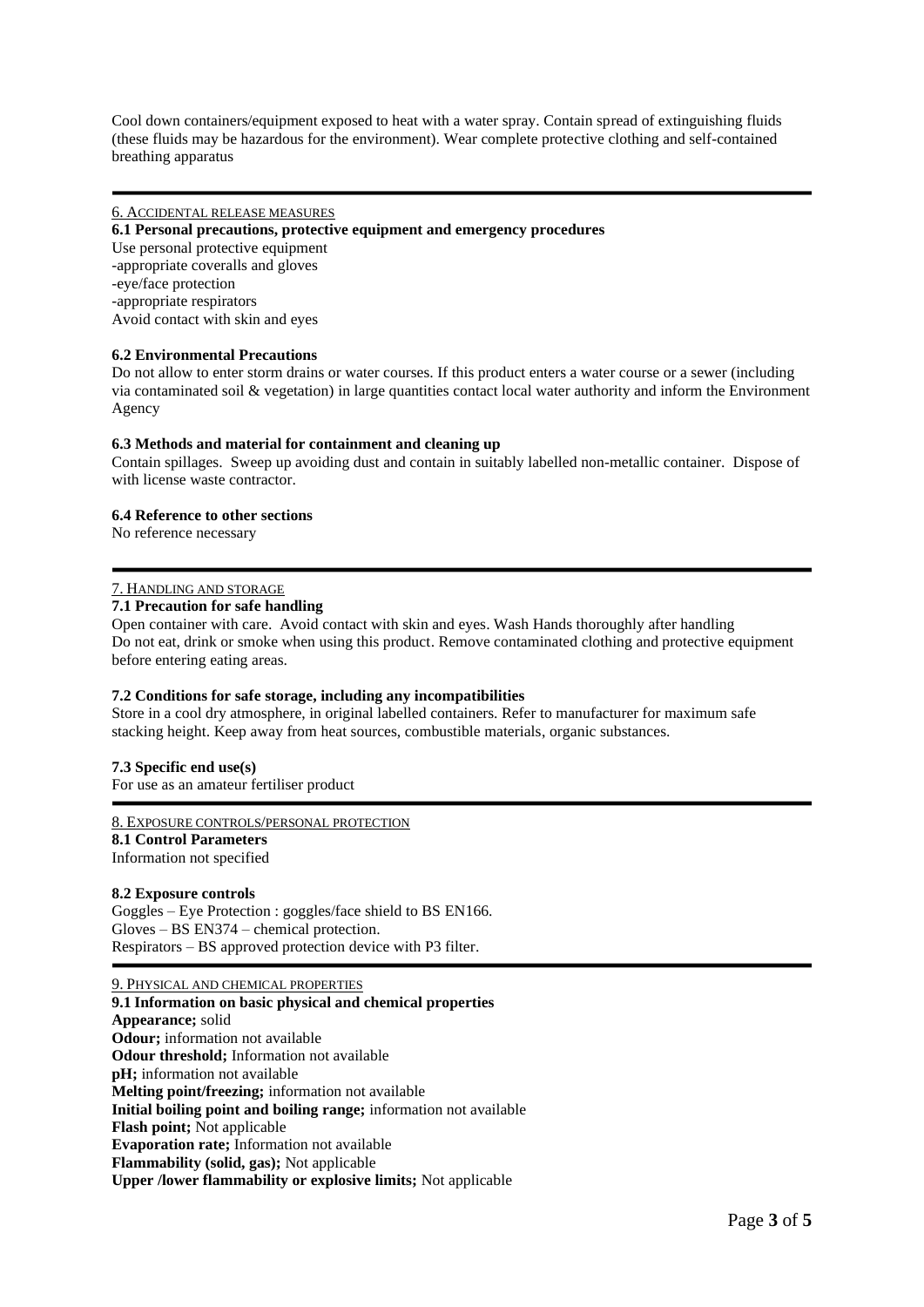Cool down containers/equipment exposed to heat with a water spray. Contain spread of extinguishing fluids (these fluids may be hazardous for the environment). Wear complete protective clothing and self-contained breathing apparatus

---

## 6. Accidental release measures

### 6.1 Personal precautions, protective equipment and emergency procedures

Use personal protective equipment
-appropriate coveralls and gloves
-eye/face protection
-appropriate respirators
Avoid contact with skin and eyes

### 6.2 Environmental Precautions

Do not allow to enter storm drains or water courses. If this product enters a water course or a sewer (including via contaminated soil & vegetation) in large quantities contact local water authority and inform the Environment Agency

### 6.3 Methods and material for containment and cleaning up

Contain spillages. Sweep up avoiding dust and contain in suitably labelled non-metallic container. Dispose of with license waste contractor.

### 6.4 Reference to other sections

No reference necessary

---

## 7. Handling and storage

### 7.1 Precaution for safe handling

Open container with care. Avoid contact with skin and eyes. Wash Hands thoroughly after handling
Do not eat, drink or smoke when using this product. Remove contaminated clothing and protective equipment before entering eating areas.

### 7.2 Conditions for safe storage, including any incompatibilities

Store in a cool dry atmosphere, in original labelled containers. Refer to manufacturer for maximum safe stacking height. Keep away from heat sources, combustible materials, organic substances.

### 7.3 Specific end use(s)

For use as an amateur fertiliser product

---

## 8. Exposure controls/personal protection

### 8.1 Control Parameters

Information not specified

### 8.2 Exposure controls

Goggles – Eye Protection : goggles/face shield to BS EN166.
Gloves – BS EN374 – chemical protection.
Respirators – BS approved protection device with P3 filter.

---

## 9. Physical and chemical properties

### 9.1 Information on basic physical and chemical properties

**Appearance;** solid
**Odour;** information not available
**Odour threshold;** Information not available
**pH;** information not available
**Melting point/freezing;** information not available
**Initial boiling point and boiling range;** information not available
**Flash point;** Not applicable
**Evaporation rate;** Information not available
**Flammability (solid, gas);** Not applicable
**Upper /lower flammability or explosive limits;** Not applicable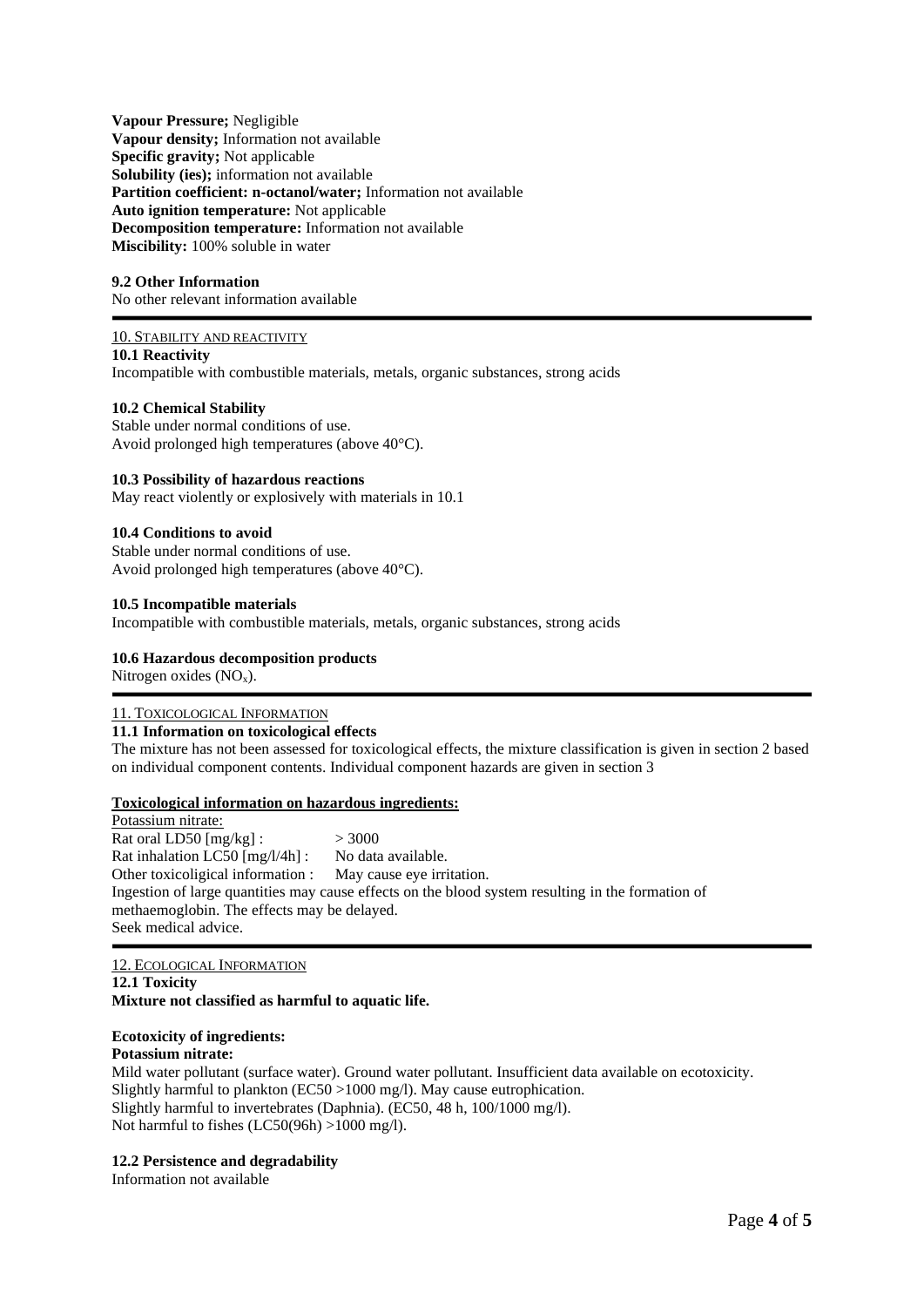**Vapour Pressure;** Negligible
**Vapour density;** Information not available
**Specific gravity;** Not applicable
**Solubility (ies);** information not available
**Partition coefficient: n-octanol/water;** Information not available
**Auto ignition temperature:** Not applicable
**Decomposition temperature:** Information not available
**Miscibility:** 100% soluble in water

**9.2 Other Information**
No other relevant information available

---

## 10. Stability and reactivity

**10.1 Reactivity**
Incompatible with combustible materials, metals, organic substances, strong acids

**10.2 Chemical Stability**
Stable under normal conditions of use.
Avoid prolonged high temperatures (above 40°C).

**10.3 Possibility of hazardous reactions**
May react violently or explosively with materials in 10.1

**10.4 Conditions to avoid**
Stable under normal conditions of use.
Avoid prolonged high temperatures (above 40°C).

**10.5 Incompatible materials**
Incompatible with combustible materials, metals, organic substances, strong acids

**10.6 Hazardous decomposition products**
Nitrogen oxides ($NO_x$).

---

## 11. Toxicological Information

**11.1 Information on toxicological effects**
The mixture has not been assessed for toxicological effects, the mixture classification is given in section 2 based on individual component contents. Individual component hazards are given in section 3

**Toxicological information on hazardous ingredients:**

Potassium nitrate:
Rat oral LD50 [mg/kg] : > 3000
Rat inhalation LC50 [mg/l/4h] : No data available.
Other toxicoligical information : May cause eye irritation.
Ingestion of large quantities may cause effects on the blood system resulting in the formation of methaemoglobin. The effects may be delayed.
Seek medical advice.

---

## 12. Ecological Information

**12.1 Toxicity**
**Mixture not classified as harmful to aquatic life.**

**Ecotoxicity of ingredients:**
**Potassium nitrate:**
Mild water pollutant (surface water). Ground water pollutant. Insufficient data available on ecotoxicity.
Slightly harmful to plankton (EC50 >1000 mg/l). May cause eutrophication.
Slightly harmful to invertebrates (Daphnia). (EC50, 48 h, 100/1000 mg/l).
Not harmful to fishes (LC50(96h) >1000 mg/l).

**12.2 Persistence and degradability**
Information not available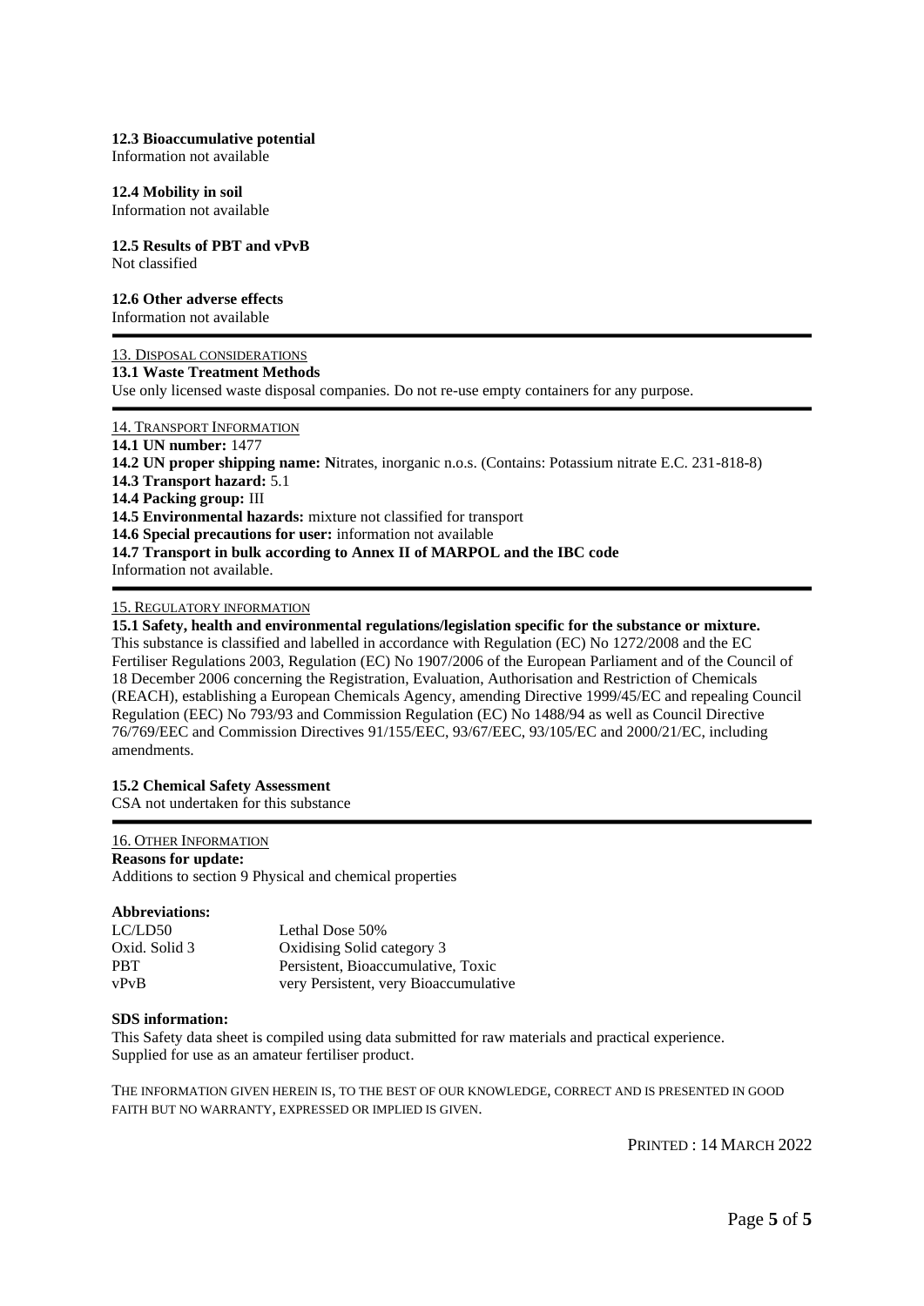### 12.3 Bioaccumulative potential

Information not available

### 12.4 Mobility in soil

Information not available

### 12.5 Results of PBT and vPvB

Not classified

### 12.6 Other adverse effects

Information not available

## 13. Disposal considerations

### 13.1 Waste Treatment Methods

Use only licensed waste disposal companies. Do not re-use empty containers for any purpose.

## 14. Transport Information

**14.1 UN number:** 1477

**14.2 UN proper shipping name: N**itrates, inorganic n.o.s. (Contains: Potassium nitrate E.C. 231-818-8)

**14.3 Transport hazard:** 5.1

**14.4 Packing group:** III

**14.5 Environmental hazards:** mixture not classified for transport

**14.6 Special precautions for user:** information not available

**14.7 Transport in bulk according to Annex II of MARPOL and the IBC code**

Information not available.

## 15. Regulatory information

### 15.1 Safety, health and environmental regulations/legislation specific for the substance or mixture.

This substance is classified and labelled in accordance with Regulation (EC) No 1272/2008 and the EC Fertiliser Regulations 2003, Regulation (EC) No 1907/2006 of the European Parliament and of the Council of 18 December 2006 concerning the Registration, Evaluation, Authorisation and Restriction of Chemicals (REACH), establishing a European Chemicals Agency, amending Directive 1999/45/EC and repealing Council Regulation (EEC) No 793/93 and Commission Regulation (EC) No 1488/94 as well as Council Directive 76/769/EEC and Commission Directives 91/155/EEC, 93/67/EEC, 93/105/EC and 2000/21/EC, including amendments.

### 15.2 Chemical Safety Assessment

CSA not undertaken for this substance

## 16. Other Information

**Reasons for update:**

Additions to section 9 Physical and chemical properties

**Abbreviations:**

| | |
|---|---|
| LC/LD50 | Lethal Dose 50% |
| Oxid. Solid 3 | Oxidising Solid category 3 |
| PBT | Persistent, Bioaccumulative, Toxic |
| vPvB | very Persistent, very Bioaccumulative |

**SDS information:**

This Safety data sheet is compiled using data submitted for raw materials and practical experience.
Supplied for use as an amateur fertiliser product.

THE INFORMATION GIVEN HEREIN IS, TO THE BEST OF OUR KNOWLEDGE, CORRECT AND IS PRESENTED IN GOOD FAITH BUT NO WARRANTY, EXPRESSED OR IMPLIED IS GIVEN.

PRINTED : 14 MARCH 2022